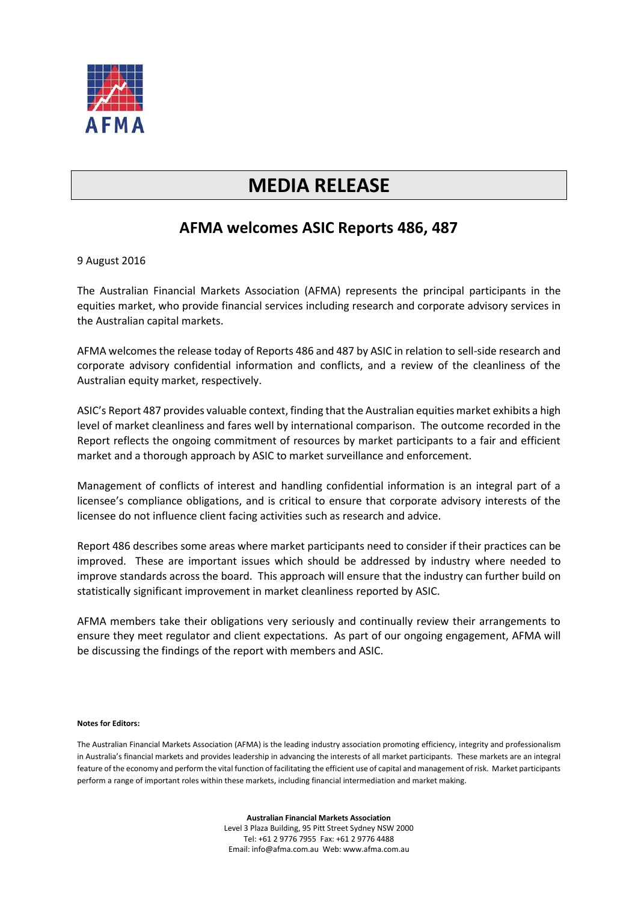AFMA

# MEDIA RELEASE

## AFMA welcomes ASIC Reports 486, 487

9 August 2016

The Australian Financial Markets Association (AFMA) represents the principal participants in the equities market, who provide financial services including research and corporate advisory services in the Australian capital markets.

AFMA welcomes the release today of Reports 486 and 487 by ASIC in relation to sell-side research and corporate advisory confidential information and conflicts, and a review of the cleanliness of the Australian equity market, respectively.

ASIC's Report 487 provides valuable context, finding that the Australian equities market exhibits a high level of market cleanliness and fares well by international comparison. The outcome recorded in the Report reflects the ongoing commitment of resources by market participants to a fair and efficient market and a thorough approach by ASIC to market surveillance and enforcement.

Management of conflicts of interest and handling confidential information is an integral part of a licensee's compliance obligations, and is critical to ensure that corporate advisory interests of the licensee do not influence client facing activities such as research and advice.

Report 486 describes some areas where market participants need to consider if their practices can be improved. These are important issues which should be addressed by industry where needed to improve standards across the board. This approach will ensure that the industry can further build on statistically significant improvement in market cleanliness reported by ASIC.

AFMA members take their obligations very seriously and continually review their arrangements to ensure they meet regulator and client expectations. As part of our ongoing engagement, AFMA will be discussing the findings of the report with members and ASIC.

**Notes for Editors:**

The Australian Financial Markets Association (AFMA) is the leading industry association promoting efficiency, integrity and professionalism in Australia's financial markets and provides leadership in advancing the interests of all market participants. These markets are an integral feature of the economy and perform the vital function of facilitating the efficient use of capital and management of risk. Market participants perform a range of important roles within these markets, including financial intermediation and market making.

**Australian Financial Markets Association**
Level 3 Plaza Building, 95 Pitt Street Sydney NSW 2000
Tel: +61 2 9776 7955 Fax: +61 2 9776 4488
Email: info@afma.com.au Web: www.afma.com.au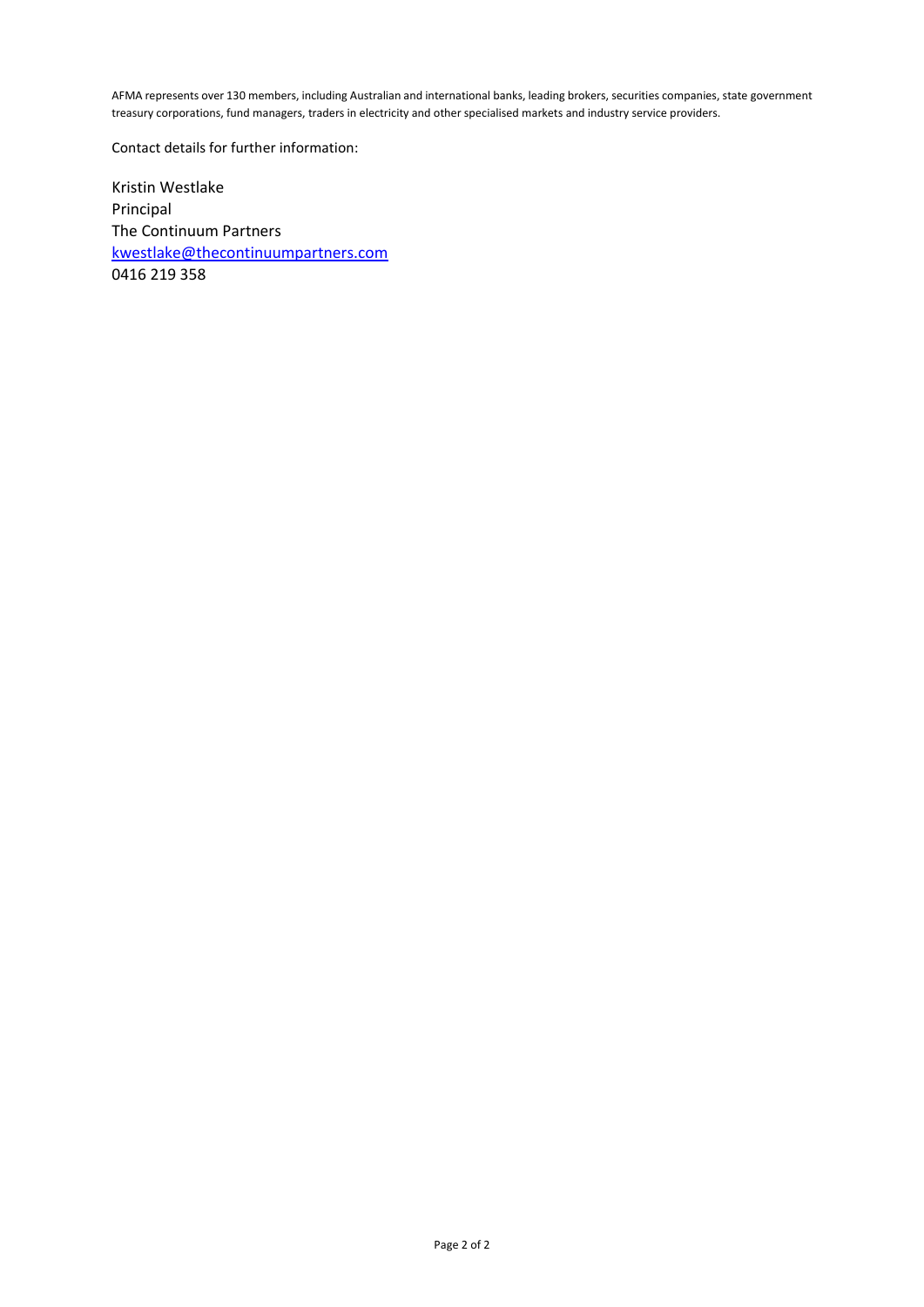AFMA represents over 130 members, including Australian and international banks, leading brokers, securities companies, state government treasury corporations, fund managers, traders in electricity and other specialised markets and industry service providers.

Contact details for further information:

Kristin Westlake  
Principal  
The Continuum Partners  
kwestlake@thecontinuumpartners.com  
0416 219 358